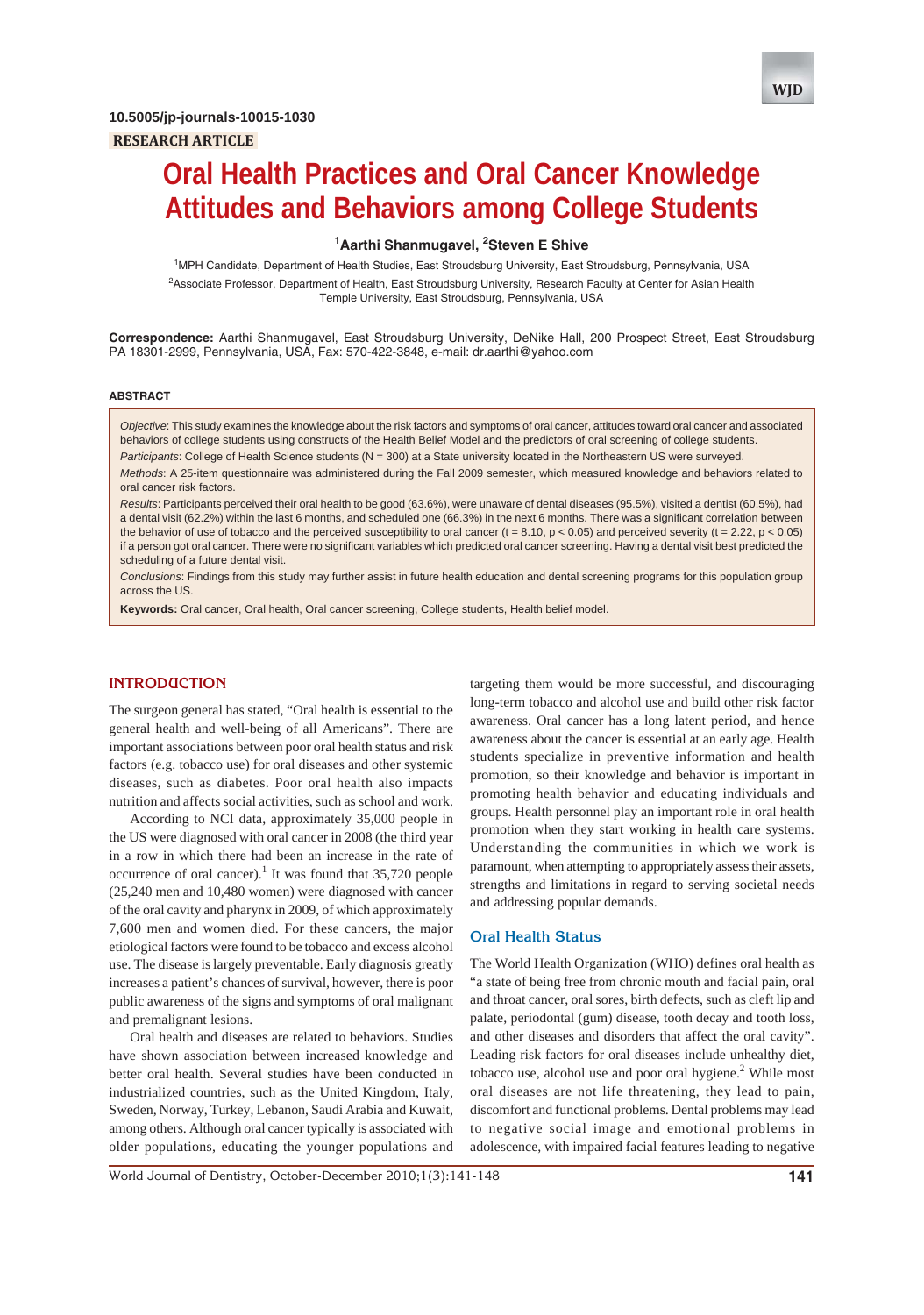10.5005/jp-journals-10015-1030

RESEARCH ARTICLE

# Oral Health Practices and Oral Cancer Knowledge Attitudes and Behaviors among College Students

[1]Aarthi Shanmugavel, [2]Steven E Shive

[1]MPH Candidate, Department of Health Studies, East Stroudsburg University, East Stroudsburg, Pennsylvania, USA

[2]Associate Professor, Department of Health, East Stroudsburg University, Research Faculty at Center for Asian Health Temple University, East Stroudsburg, Pennsylvania, USA

**Correspondence:** Aarthi Shanmugavel, East Stroudsburg University, DeNike Hall, 200 Prospect Street, East Stroudsburg PA 18301-2999, Pennsylvania, USA, Fax: 570-422-3848, e-mail: dr.aarthi@yahoo.com

## ABSTRACT

*Objective*: This study examines the knowledge about the risk factors and symptoms of oral cancer, attitudes toward oral cancer and associated behaviors of college students using constructs of the Health Belief Model and the predictors of oral screening of college students.

*Participants*: College of Health Science students (N = 300) at a State university located in the Northeastern US were surveyed.

*Methods*: A 25-item questionnaire was administered during the Fall 2009 semester, which measured knowledge and behaviors related to oral cancer risk factors.

*Results*: Participants perceived their oral health to be good (63.6%), were unaware of dental diseases (95.5%), visited a dentist (60.5%), had a dental visit (62.2%) within the last 6 months, and scheduled one (66.3%) in the next 6 months. There was a significant correlation between the behavior of use of tobacco and the perceived susceptibility to oral cancer ($t = 8.10$, $p < 0.05$) and perceived severity ($t = 2.22$, $p < 0.05$) if a person got oral cancer. There were no significant variables which predicted oral cancer screening. Having a dental visit best predicted the scheduling of a future dental visit.

*Conclusions*: Findings from this study may further assist in future health education and dental screening programs for this population group across the US.

**Keywords:** Oral cancer, Oral health, Oral cancer screening, College students, Health belief model.

## INTRODUCTION

The surgeon general has stated, "Oral health is essential to the general health and well-being of all Americans". There are important associations between poor oral health status and risk factors (e.g. tobacco use) for oral diseases and other systemic diseases, such as diabetes. Poor oral health also impacts nutrition and affects social activities, such as school and work.

According to NCI data, approximately 35,000 people in the US were diagnosed with oral cancer in 2008 (the third year in a row in which there had been an increase in the rate of occurrence of oral cancer).[1] It was found that 35,720 people (25,240 men and 10,480 women) were diagnosed with cancer of the oral cavity and pharynx in 2009, of which approximately 7,600 men and women died. For these cancers, the major etiological factors were found to be tobacco and excess alcohol use. The disease is largely preventable. Early diagnosis greatly increases a patient's chances of survival, however, there is poor public awareness of the signs and symptoms of oral malignant and premalignant lesions.

Oral health and diseases are related to behaviors. Studies have shown association between increased knowledge and better oral health. Several studies have been conducted in industrialized countries, such as the United Kingdom, Italy, Sweden, Norway, Turkey, Lebanon, Saudi Arabia and Kuwait, among others. Although oral cancer typically is associated with older populations, educating the younger populations and targeting them would be more successful, and discouraging long-term tobacco and alcohol use and build other risk factor awareness. Oral cancer has a long latent period, and hence awareness about the cancer is essential at an early age. Health students specialize in preventive information and health promotion, so their knowledge and behavior is important in promoting health behavior and educating individuals and groups. Health personnel play an important role in oral health promotion when they start working in health care systems. Understanding the communities in which we work is paramount, when attempting to appropriately assess their assets, strengths and limitations in regard to serving societal needs and addressing popular demands.

### Oral Health Status

The World Health Organization (WHO) defines oral health as "a state of being free from chronic mouth and facial pain, oral and throat cancer, oral sores, birth defects, such as cleft lip and palate, periodontal (gum) disease, tooth decay and tooth loss, and other diseases and disorders that affect the oral cavity". Leading risk factors for oral diseases include unhealthy diet, tobacco use, alcohol use and poor oral hygiene.[2] While most oral diseases are not life threatening, they lead to pain, discomfort and functional problems. Dental problems may lead to negative social image and emotional problems in adolescence, with impaired facial features leading to negative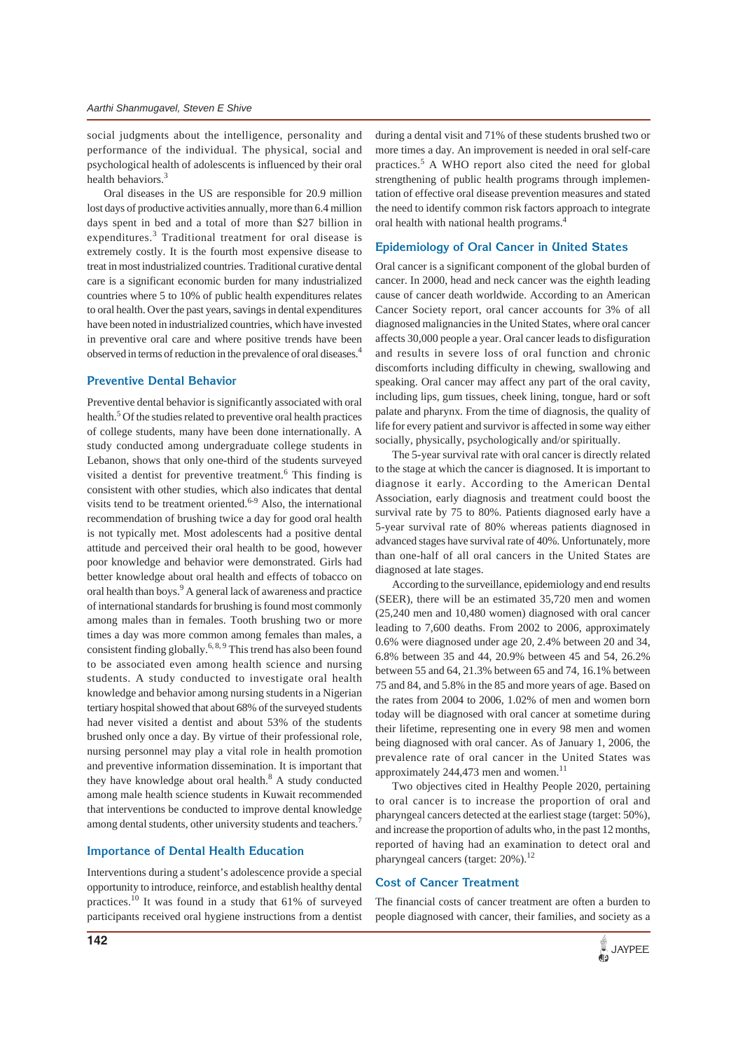social judgments about the intelligence, personality and performance of the individual. The physical, social and psychological health of adolescents is influenced by their oral health behaviors.[3]

Oral diseases in the US are responsible for 20.9 million lost days of productive activities annually, more than 6.4 million days spent in bed and a total of more than $27 billion in expenditures.[3] Traditional treatment for oral disease is extremely costly. It is the fourth most expensive disease to treat in most industrialized countries. Traditional curative dental care is a significant economic burden for many industrialized countries where 5 to 10% of public health expenditures relates to oral health. Over the past years, savings in dental expenditures have been noted in industrialized countries, which have invested in preventive oral care and where positive trends have been observed in terms of reduction in the prevalence of oral diseases.[4]

## Preventive Dental Behavior

Preventive dental behavior is significantly associated with oral health.[5] Of the studies related to preventive oral health practices of college students, many have been done internationally. A study conducted among undergraduate college students in Lebanon, shows that only one-third of the students surveyed visited a dentist for preventive treatment.[6] This finding is consistent with other studies, which also indicates that dental visits tend to be treatment oriented.[6-9] Also, the international recommendation of brushing twice a day for good oral health is not typically met. Most adolescents had a positive dental attitude and perceived their oral health to be good, however poor knowledge and behavior were demonstrated. Girls had better knowledge about oral health and effects of tobacco on oral health than boys.[9] A general lack of awareness and practice of international standards for brushing is found most commonly among males than in females. Tooth brushing two or more times a day was more common among females than males, a consistent finding globally.[6, 8, 9] This trend has also been found to be associated even among health science and nursing students. A study conducted to investigate oral health knowledge and behavior among nursing students in a Nigerian tertiary hospital showed that about 68% of the surveyed students had never visited a dentist and about 53% of the students brushed only once a day. By virtue of their professional role, nursing personnel may play a vital role in health promotion and preventive information dissemination. It is important that they have knowledge about oral health.[8] A study conducted among male health science students in Kuwait recommended that interventions be conducted to improve dental knowledge among dental students, other university students and teachers.[7]

## Importance of Dental Health Education

Interventions during a student's adolescence provide a special opportunity to introduce, reinforce, and establish healthy dental practices.[10] It was found in a study that 61% of surveyed participants received oral hygiene instructions from a dentist during a dental visit and 71% of these students brushed two or more times a day. An improvement is needed in oral self-care practices.[5] A WHO report also cited the need for global strengthening of public health programs through implementation of effective oral disease prevention measures and stated the need to identify common risk factors approach to integrate oral health with national health programs.[4]

## Epidemiology of Oral Cancer in United States

Oral cancer is a significant component of the global burden of cancer. In 2000, head and neck cancer was the eighth leading cause of cancer death worldwide. According to an American Cancer Society report, oral cancer accounts for 3% of all diagnosed malignancies in the United States, where oral cancer affects 30,000 people a year. Oral cancer leads to disfiguration and results in severe loss of oral function and chronic discomforts including difficulty in chewing, swallowing and speaking. Oral cancer may affect any part of the oral cavity, including lips, gum tissues, cheek lining, tongue, hard or soft palate and pharynx. From the time of diagnosis, the quality of life for every patient and survivor is affected in some way either socially, physically, psychologically and/or spiritually.

The 5-year survival rate with oral cancer is directly related to the stage at which the cancer is diagnosed. It is important to diagnose it early. According to the American Dental Association, early diagnosis and treatment could boost the survival rate by 75 to 80%. Patients diagnosed early have a 5-year survival rate of 80% whereas patients diagnosed in advanced stages have survival rate of 40%. Unfortunately, more than one-half of all oral cancers in the United States are diagnosed at late stages.

According to the surveillance, epidemiology and end results (SEER), there will be an estimated 35,720 men and women (25,240 men and 10,480 women) diagnosed with oral cancer leading to 7,600 deaths. From 2002 to 2006, approximately 0.6% were diagnosed under age 20, 2.4% between 20 and 34, 6.8% between 35 and 44, 20.9% between 45 and 54, 26.2% between 55 and 64, 21.3% between 65 and 74, 16.1% between 75 and 84, and 5.8% in the 85 and more years of age. Based on the rates from 2004 to 2006, 1.02% of men and women born today will be diagnosed with oral cancer at sometime during their lifetime, representing one in every 98 men and women being diagnosed with oral cancer. As of January 1, 2006, the prevalence rate of oral cancer in the United States was approximately 244,473 men and women.[11]

Two objectives cited in Healthy People 2020, pertaining to oral cancer is to increase the proportion of oral and pharyngeal cancers detected at the earliest stage (target: 50%), and increase the proportion of adults who, in the past 12 months, reported of having had an examination to detect oral and pharyngeal cancers (target: 20%).[12]

## Cost of Cancer Treatment

The financial costs of cancer treatment are often a burden to people diagnosed with cancer, their families, and society as a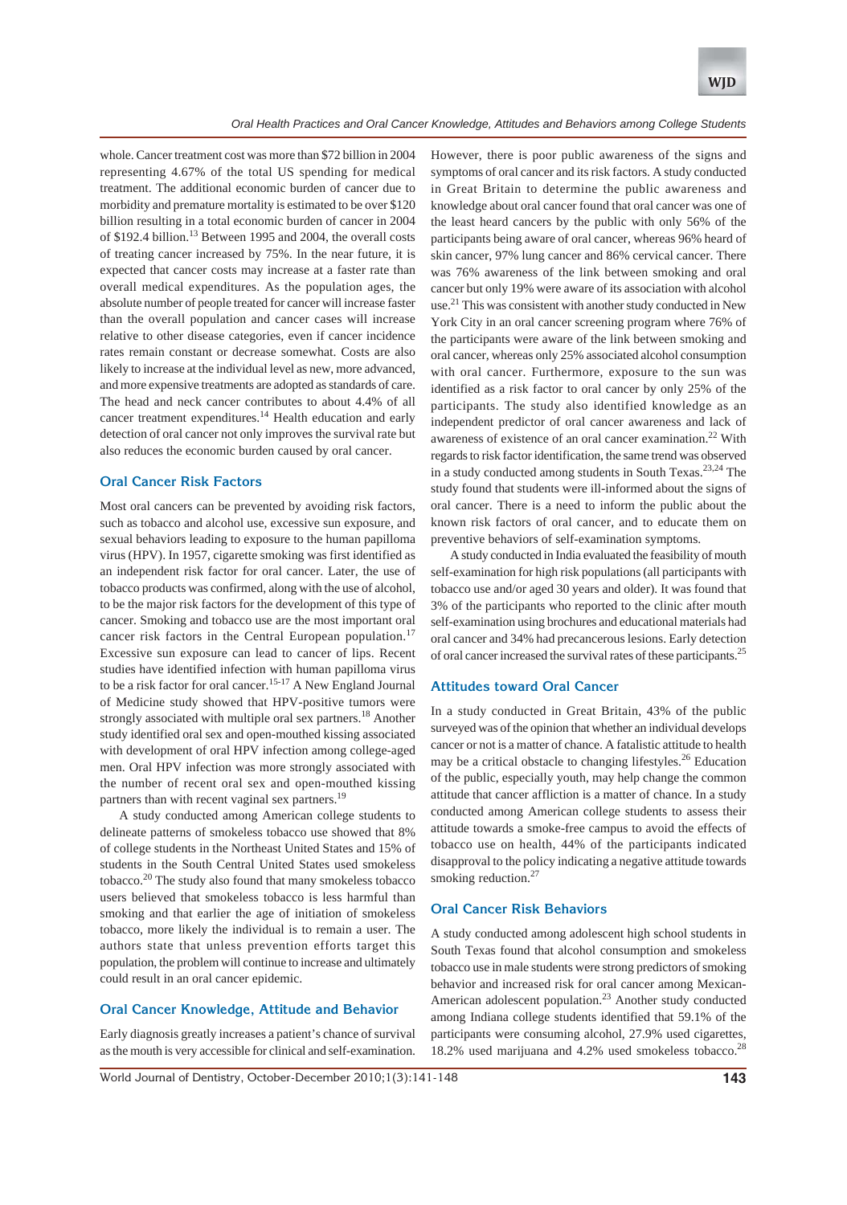whole. Cancer treatment cost was more than $72 billion in 2004 representing 4.67% of the total US spending for medical treatment. The additional economic burden of cancer due to morbidity and premature mortality is estimated to be over $120 billion resulting in a total economic burden of cancer in 2004 of $192.4 billion.[13] Between 1995 and 2004, the overall costs of treating cancer increased by 75%. In the near future, it is expected that cancer costs may increase at a faster rate than overall medical expenditures. As the population ages, the absolute number of people treated for cancer will increase faster than the overall population and cancer cases will increase relative to other disease categories, even if cancer incidence rates remain constant or decrease somewhat. Costs are also likely to increase at the individual level as new, more advanced, and more expensive treatments are adopted as standards of care. The head and neck cancer contributes to about 4.4% of all cancer treatment expenditures.[14] Health education and early detection of oral cancer not only improves the survival rate but also reduces the economic burden caused by oral cancer.

## Oral Cancer Risk Factors

Most oral cancers can be prevented by avoiding risk factors, such as tobacco and alcohol use, excessive sun exposure, and sexual behaviors leading to exposure to the human papilloma virus (HPV). In 1957, cigarette smoking was first identified as an independent risk factor for oral cancer. Later, the use of tobacco products was confirmed, along with the use of alcohol, to be the major risk factors for the development of this type of cancer. Smoking and tobacco use are the most important oral cancer risk factors in the Central European population.[17] Excessive sun exposure can lead to cancer of lips. Recent studies have identified infection with human papilloma virus to be a risk factor for oral cancer.[15-17] A New England Journal of Medicine study showed that HPV-positive tumors were strongly associated with multiple oral sex partners.[18] Another study identified oral sex and open-mouthed kissing associated with development of oral HPV infection among college-aged men. Oral HPV infection was more strongly associated with the number of recent oral sex and open-mouthed kissing partners than with recent vaginal sex partners.[19]

A study conducted among American college students to delineate patterns of smokeless tobacco use showed that 8% of college students in the Northeast United States and 15% of students in the South Central United States used smokeless tobacco.[20] The study also found that many smokeless tobacco users believed that smokeless tobacco is less harmful than smoking and that earlier the age of initiation of smokeless tobacco, more likely the individual is to remain a user. The authors state that unless prevention efforts target this population, the problem will continue to increase and ultimately could result in an oral cancer epidemic.

## Oral Cancer Knowledge, Attitude and Behavior

Early diagnosis greatly increases a patient's chance of survival as the mouth is very accessible for clinical and self-examination. However, there is poor public awareness of the signs and symptoms of oral cancer and its risk factors. A study conducted in Great Britain to determine the public awareness and knowledge about oral cancer found that oral cancer was one of the least heard cancers by the public with only 56% of the participants being aware of oral cancer, whereas 96% heard of skin cancer, 97% lung cancer and 86% cervical cancer. There was 76% awareness of the link between smoking and oral cancer but only 19% were aware of its association with alcohol use.[21] This was consistent with another study conducted in New York City in an oral cancer screening program where 76% of the participants were aware of the link between smoking and oral cancer, whereas only 25% associated alcohol consumption with oral cancer. Furthermore, exposure to the sun was identified as a risk factor to oral cancer by only 25% of the participants. The study also identified knowledge as an independent predictor of oral cancer awareness and lack of awareness of existence of an oral cancer examination.[22] With regards to risk factor identification, the same trend was observed in a study conducted among students in South Texas.[23,24] The study found that students were ill-informed about the signs of oral cancer. There is a need to inform the public about the known risk factors of oral cancer, and to educate them on preventive behaviors of self-examination symptoms.

A study conducted in India evaluated the feasibility of mouth self-examination for high risk populations (all participants with tobacco use and/or aged 30 years and older). It was found that 3% of the participants who reported to the clinic after mouth self-examination using brochures and educational materials had oral cancer and 34% had precancerous lesions. Early detection of oral cancer increased the survival rates of these participants.[25]

## Attitudes toward Oral Cancer

In a study conducted in Great Britain, 43% of the public surveyed was of the opinion that whether an individual develops cancer or not is a matter of chance. A fatalistic attitude to health may be a critical obstacle to changing lifestyles.[26] Education of the public, especially youth, may help change the common attitude that cancer affliction is a matter of chance. In a study conducted among American college students to assess their attitude towards a smoke-free campus to avoid the effects of tobacco use on health, 44% of the participants indicated disapproval to the policy indicating a negative attitude towards smoking reduction.[27]

## Oral Cancer Risk Behaviors

A study conducted among adolescent high school students in South Texas found that alcohol consumption and smokeless tobacco use in male students were strong predictors of smoking behavior and increased risk for oral cancer among Mexican-American adolescent population.[23] Another study conducted among Indiana college students identified that 59.1% of the participants were consuming alcohol, 27.9% used cigarettes, 18.2% used marijuana and 4.2% used smokeless tobacco.[28]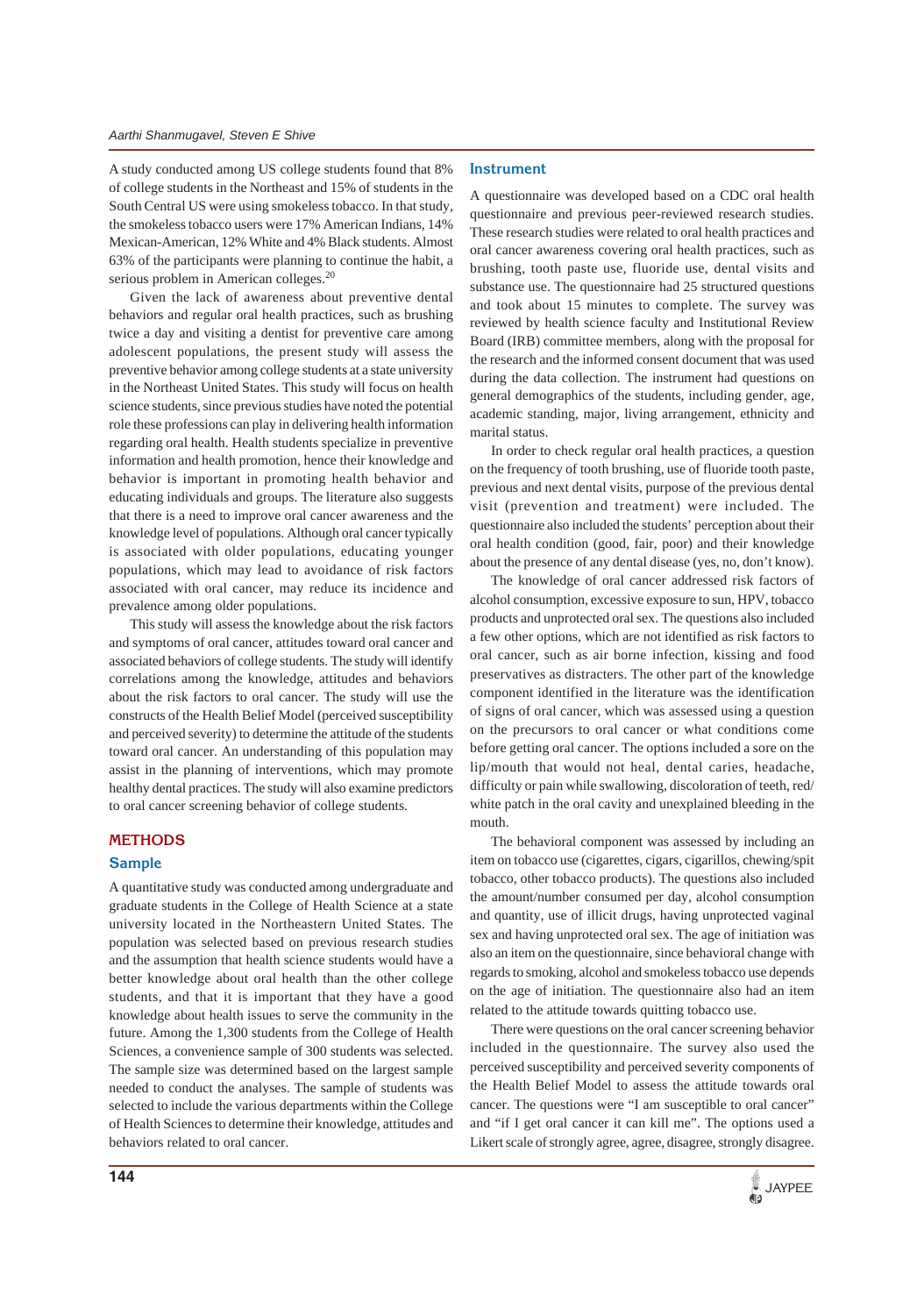A study conducted among US college students found that 8% of college students in the Northeast and 15% of students in the South Central US were using smokeless tobacco. In that study, the smokeless tobacco users were 17% American Indians, 14% Mexican-American, 12% White and 4% Black students. Almost 63% of the participants were planning to continue the habit, a serious problem in American colleges.[20]

Given the lack of awareness about preventive dental behaviors and regular oral health practices, such as brushing twice a day and visiting a dentist for preventive care among adolescent populations, the present study will assess the preventive behavior among college students at a state university in the Northeast United States. This study will focus on health science students, since previous studies have noted the potential role these professions can play in delivering health information regarding oral health. Health students specialize in preventive information and health promotion, hence their knowledge and behavior is important in promoting health behavior and educating individuals and groups. The literature also suggests that there is a need to improve oral cancer awareness and the knowledge level of populations. Although oral cancer typically is associated with older populations, educating younger populations, which may lead to avoidance of risk factors associated with oral cancer, may reduce its incidence and prevalence among older populations.

This study will assess the knowledge about the risk factors and symptoms of oral cancer, attitudes toward oral cancer and associated behaviors of college students. The study will identify correlations among the knowledge, attitudes and behaviors about the risk factors to oral cancer. The study will use the constructs of the Health Belief Model (perceived susceptibility and perceived severity) to determine the attitude of the students toward oral cancer. An understanding of this population may assist in the planning of interventions, which may promote healthy dental practices. The study will also examine predictors to oral cancer screening behavior of college students.

## METHODS

### Sample

A quantitative study was conducted among undergraduate and graduate students in the College of Health Science at a state university located in the Northeastern United States. The population was selected based on previous research studies and the assumption that health science students would have a better knowledge about oral health than the other college students, and that it is important that they have a good knowledge about health issues to serve the community in the future. Among the 1,300 students from the College of Health Sciences, a convenience sample of 300 students was selected. The sample size was determined based on the largest sample needed to conduct the analyses. The sample of students was selected to include the various departments within the College of Health Sciences to determine their knowledge, attitudes and behaviors related to oral cancer.

### Instrument

A questionnaire was developed based on a CDC oral health questionnaire and previous peer-reviewed research studies. These research studies were related to oral health practices and oral cancer awareness covering oral health practices, such as brushing, tooth paste use, fluoride use, dental visits and substance use. The questionnaire had 25 structured questions and took about 15 minutes to complete. The survey was reviewed by health science faculty and Institutional Review Board (IRB) committee members, along with the proposal for the research and the informed consent document that was used during the data collection. The instrument had questions on general demographics of the students, including gender, age, academic standing, major, living arrangement, ethnicity and marital status.

In order to check regular oral health practices, a question on the frequency of tooth brushing, use of fluoride tooth paste, previous and next dental visits, purpose of the previous dental visit (prevention and treatment) were included. The questionnaire also included the students' perception about their oral health condition (good, fair, poor) and their knowledge about the presence of any dental disease (yes, no, don't know).

The knowledge of oral cancer addressed risk factors of alcohol consumption, excessive exposure to sun, HPV, tobacco products and unprotected oral sex. The questions also included a few other options, which are not identified as risk factors to oral cancer, such as air borne infection, kissing and food preservatives as distracters. The other part of the knowledge component identified in the literature was the identification of signs of oral cancer, which was assessed using a question on the precursors to oral cancer or what conditions come before getting oral cancer. The options included a sore on the lip/mouth that would not heal, dental caries, headache, difficulty or pain while swallowing, discoloration of teeth, red/white patch in the oral cavity and unexplained bleeding in the mouth.

The behavioral component was assessed by including an item on tobacco use (cigarettes, cigars, cigarillos, chewing/spit tobacco, other tobacco products). The questions also included the amount/number consumed per day, alcohol consumption and quantity, use of illicit drugs, having unprotected vaginal sex and having unprotected oral sex. The age of initiation was also an item on the questionnaire, since behavioral change with regards to smoking, alcohol and smokeless tobacco use depends on the age of initiation. The questionnaire also had an item related to the attitude towards quitting tobacco use.

There were questions on the oral cancer screening behavior included in the questionnaire. The survey also used the perceived susceptibility and perceived severity components of the Health Belief Model to assess the attitude towards oral cancer. The questions were "I am susceptible to oral cancer" and "if I get oral cancer it can kill me". The options used a Likert scale of strongly agree, agree, disagree, strongly disagree.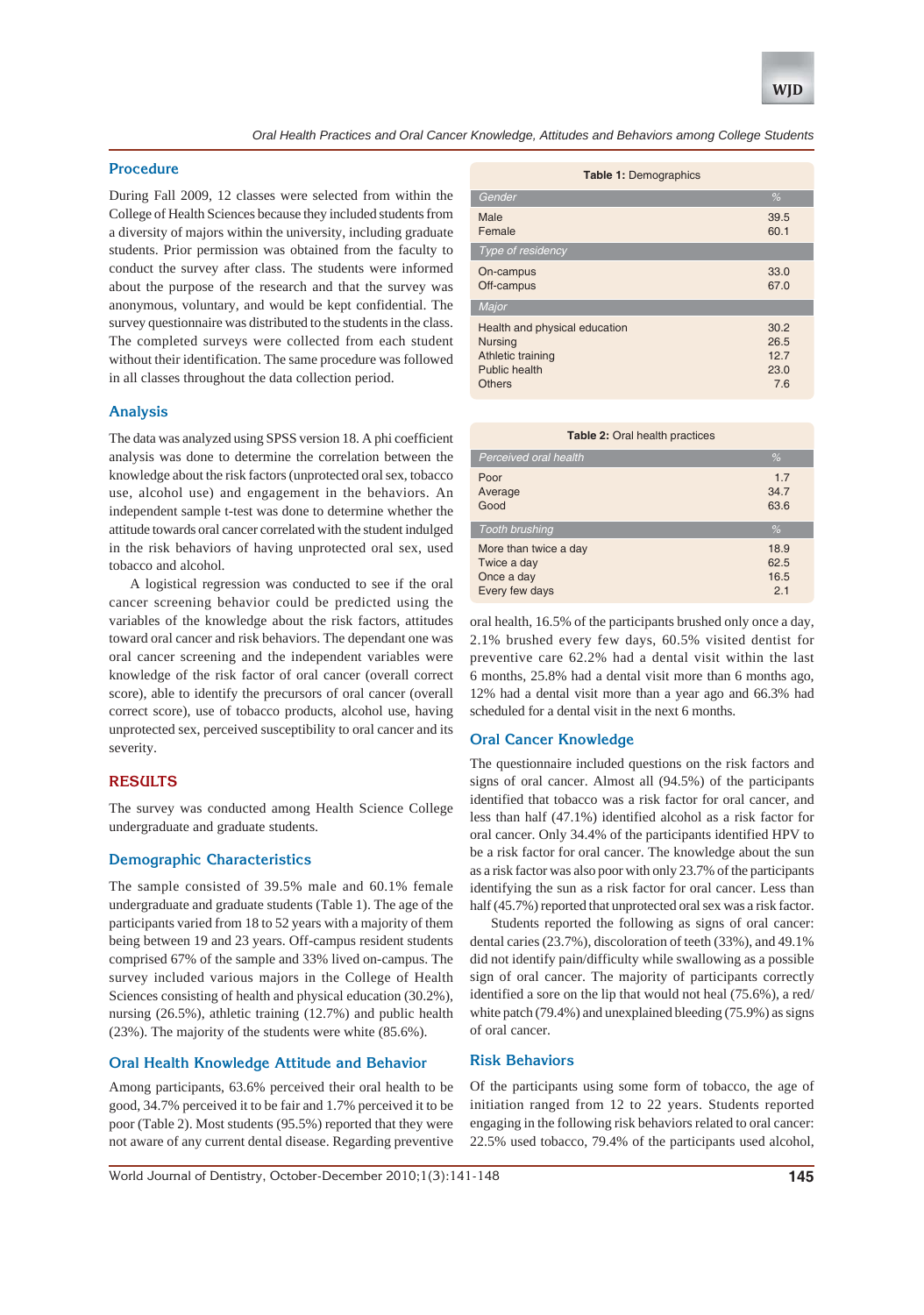### Procedure

During Fall 2009, 12 classes were selected from within the College of Health Sciences because they included students from a diversity of majors within the university, including graduate students. Prior permission was obtained from the faculty to conduct the survey after class. The students were informed about the purpose of the research and that the survey was anonymous, voluntary, and would be kept confidential. The survey questionnaire was distributed to the students in the class. The completed surveys were collected from each student without their identification. The same procedure was followed in all classes throughout the data collection period.

### Analysis

The data was analyzed using SPSS version 18. A phi coefficient analysis was done to determine the correlation between the knowledge about the risk factors (unprotected oral sex, tobacco use, alcohol use) and engagement in the behaviors. An independent sample t-test was done to determine whether the attitude towards oral cancer correlated with the student indulged in the risk behaviors of having unprotected oral sex, used tobacco and alcohol.

A logistical regression was conducted to see if the oral cancer screening behavior could be predicted using the variables of the knowledge about the risk factors, attitudes toward oral cancer and risk behaviors. The dependant one was oral cancer screening and the independent variables were knowledge of the risk factor of oral cancer (overall correct score), able to identify the precursors of oral cancer (overall correct score), use of tobacco products, alcohol use, having unprotected sex, perceived susceptibility to oral cancer and its severity.

## RESULTS

The survey was conducted among Health Science College undergraduate and graduate students.

### Demographic Characteristics

The sample consisted of 39.5% male and 60.1% female undergraduate and graduate students (Table 1). The age of the participants varied from 18 to 52 years with a majority of them being between 19 and 23 years. Off-campus resident students comprised 67% of the sample and 33% lived on-campus. The survey included various majors in the College of Health Sciences consisting of health and physical education (30.2%), nursing (26.5%), athletic training (12.7%) and public health (23%). The majority of the students were white (85.6%).

**Table 1:** Demographics

| *Gender* | *%* |
|---|---|
| Male | 39.5 |
| Female | 60.1 |
| *Type of residency* | |
| On-campus | 33.0 |
| Off-campus | 67.0 |
| *Major* | |
| Health and physical education | 30.2 |
| Nursing | 26.5 |
| Athletic training | 12.7 |
| Public health | 23.0 |
| Others | 7.6 |

### Oral Health Knowledge Attitude and Behavior

Among participants, 63.6% perceived their oral health to be good, 34.7% perceived it to be fair and 1.7% perceived it to be poor (Table 2). Most students (95.5%) reported that they were not aware of any current dental disease. Regarding preventive oral health, 16.5% of the participants brushed only once a day, 2.1% brushed every few days, 60.5% visited dentist for preventive care 62.2% had a dental visit within the last 6 months, 25.8% had a dental visit more than 6 months ago, 12% had a dental visit more than a year ago and 66.3% had scheduled for a dental visit in the next 6 months.

**Table 2:** Oral health practices

| *Perceived oral health* | *%* |
|---|---|
| Poor | 1.7 |
| Average | 34.7 |
| Good | 63.6 |
| *Tooth brushing* | *%* |
| More than twice a day | 18.9 |
| Twice a day | 62.5 |
| Once a day | 16.5 |
| Every few days | 2.1 |

### Oral Cancer Knowledge

The questionnaire included questions on the risk factors and signs of oral cancer. Almost all (94.5%) of the participants identified that tobacco was a risk factor for oral cancer, and less than half (47.1%) identified alcohol as a risk factor for oral cancer. Only 34.4% of the participants identified HPV to be a risk factor for oral cancer. The knowledge about the sun as a risk factor was also poor with only 23.7% of the participants identifying the sun as a risk factor for oral cancer. Less than half (45.7%) reported that unprotected oral sex was a risk factor.

Students reported the following as signs of oral cancer: dental caries (23.7%), discoloration of teeth (33%), and 49.1% did not identify pain/difficulty while swallowing as a possible sign of oral cancer. The majority of participants correctly identified a sore on the lip that would not heal (75.6%), a red/white patch (79.4%) and unexplained bleeding (75.9%) as signs of oral cancer.

### Risk Behaviors

Of the participants using some form of tobacco, the age of initiation ranged from 12 to 22 years. Students reported engaging in the following risk behaviors related to oral cancer: 22.5% used tobacco, 79.4% of the participants used alcohol,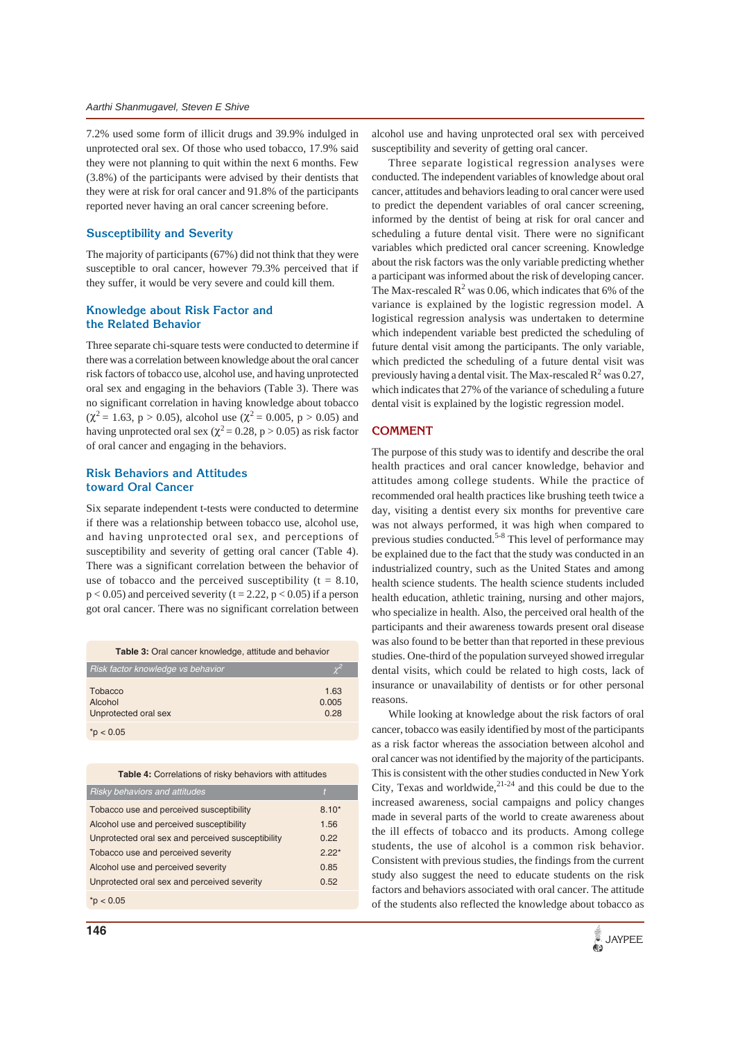7.2% used some form of illicit drugs and 39.9% indulged in unprotected oral sex. Of those who used tobacco, 17.9% said they were not planning to quit within the next 6 months. Few (3.8%) of the participants were advised by their dentists that they were at risk for oral cancer and 91.8% of the participants reported never having an oral cancer screening before.

## Susceptibility and Severity

The majority of participants (67%) did not think that they were susceptible to oral cancer, however 79.3% perceived that if they suffer, it would be very severe and could kill them.

## Knowledge about Risk Factor and the Related Behavior

Three separate chi-square tests were conducted to determine if there was a correlation between knowledge about the oral cancer risk factors of tobacco use, alcohol use, and having unprotected oral sex and engaging in the behaviors (Table 3). There was no significant correlation in having knowledge about tobacco ($\chi^2 = 1.63$, $p > 0.05$), alcohol use ($\chi^2 = 0.005$, $p > 0.05$) and having unprotected oral sex ($\chi^2 = 0.28$, $p > 0.05$) as risk factor of oral cancer and engaging in the behaviors.

## Risk Behaviors and Attitudes toward Oral Cancer

Six separate independent t-tests were conducted to determine if there was a relationship between tobacco use, alcohol use, and having unprotected oral sex, and perceptions of susceptibility and severity of getting oral cancer (Table 4). There was a significant correlation between the behavior of use of tobacco and the perceived susceptibility ($t = 8.10$, $p < 0.05$) and perceived severity ($t = 2.22$, $p < 0.05$) if a person got oral cancer. There was no significant correlation between alcohol use and having unprotected oral sex with perceived susceptibility and severity of getting oral cancer.

Three separate logistical regression analyses were conducted. The independent variables of knowledge about oral cancer, attitudes and behaviors leading to oral cancer were used to predict the dependent variables of oral cancer screening, informed by the dentist of being at risk for oral cancer and scheduling a future dental visit. There were no significant variables which predicted oral cancer screening. Knowledge about the risk factors was the only variable predicting whether a participant was informed about the risk of developing cancer. The Max-rescaled $R^2$ was 0.06, which indicates that 6% of the variance is explained by the logistic regression model. A logistical regression analysis was undertaken to determine which independent variable best predicted the scheduling of future dental visit among the participants. The only variable, which predicted the scheduling of a future dental visit was previously having a dental visit. The Max-rescaled $R^2$ was 0.27, which indicates that 27% of the variance of scheduling a future dental visit is explained by the logistic regression model.

**Table 3:** Oral cancer knowledge, attitude and behavior

| *Risk factor knowledge vs behavior* | $\chi^2$ |
|---|---|
| Tobacco | 1.63 |
| Alcohol | 0.005 |
| Unprotected oral sex | 0.28 |

*p < 0.05

**Table 4:** Correlations of risky behaviors with attitudes

| *Risky behaviors and attitudes* | *t* |
|---|---|
| Tobacco use and perceived susceptibility | 8.10* |
| Alcohol use and perceived susceptibility | 1.56 |
| Unprotected oral sex and perceived susceptibility | 0.22 |
| Tobacco use and perceived severity | 2.22* |
| Alcohol use and perceived severity | 0.85 |
| Unprotected oral sex and perceived severity | 0.52 |

*p < 0.05

## COMMENT

The purpose of this study was to identify and describe the oral health practices and oral cancer knowledge, behavior and attitudes among college students. While the practice of recommended oral health practices like brushing teeth twice a day, visiting a dentist every six months for preventive care was not always performed, it was high when compared to previous studies conducted.[5-8] This level of performance may be explained due to the fact that the study was conducted in an industrialized country, such as the United States and among health science students. The health science students included health education, athletic training, nursing and other majors, who specialize in health. Also, the perceived oral health of the participants and their awareness towards present oral disease was also found to be better than that reported in these previous studies. One-third of the population surveyed showed irregular dental visits, which could be related to high costs, lack of insurance or unavailability of dentists or for other personal reasons.

While looking at knowledge about the risk factors of oral cancer, tobacco was easily identified by most of the participants as a risk factor whereas the association between alcohol and oral cancer was not identified by the majority of the participants. This is consistent with the other studies conducted in New York City, Texas and worldwide,[21-24] and this could be due to the increased awareness, social campaigns and policy changes made in several parts of the world to create awareness about the ill effects of tobacco and its products. Among college students, the use of alcohol is a common risk behavior. Consistent with previous studies, the findings from the current study also suggest the need to educate students on the risk factors and behaviors associated with oral cancer. The attitude of the students also reflected the knowledge about tobacco as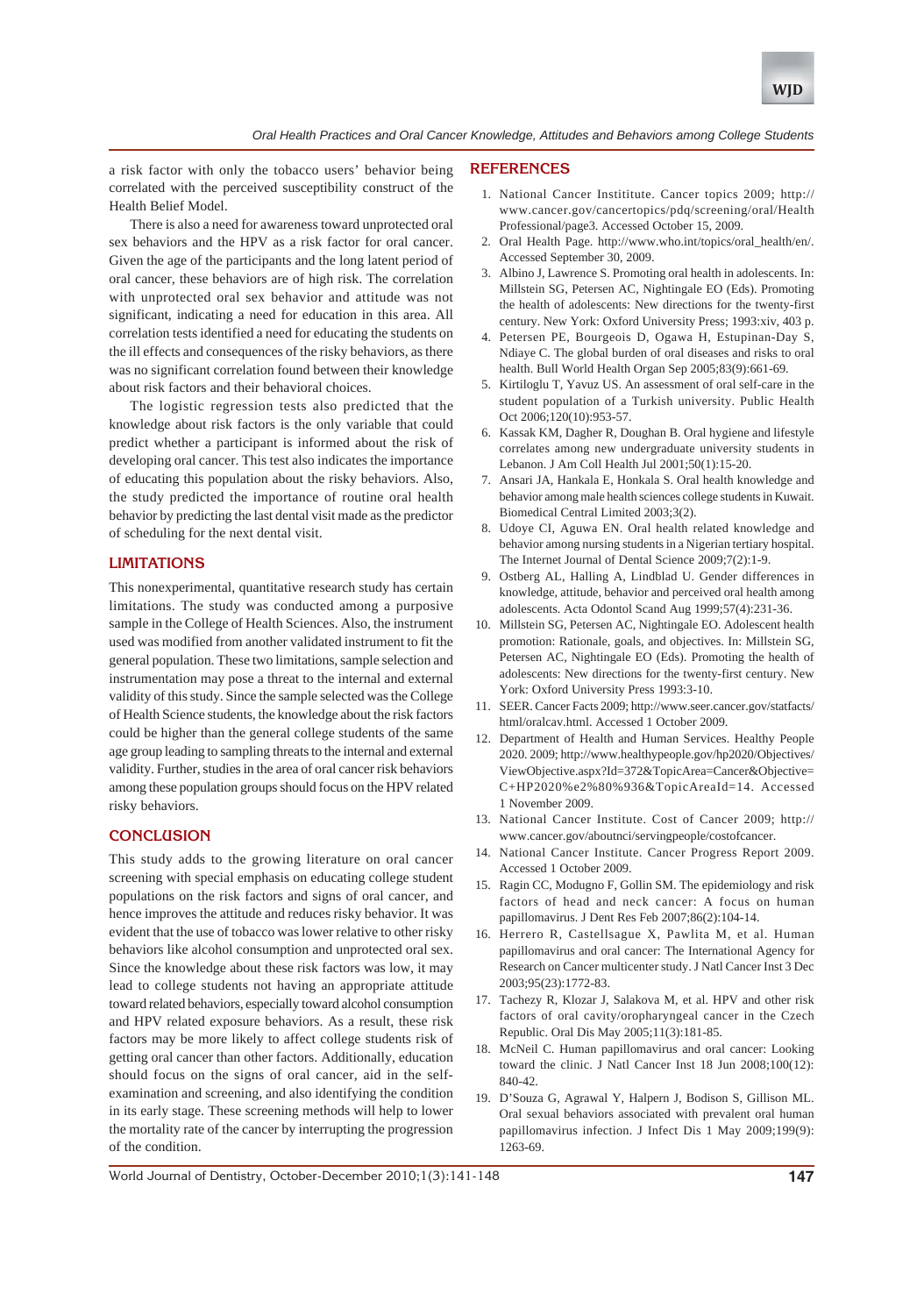a risk factor with only the tobacco users' behavior being correlated with the perceived susceptibility construct of the Health Belief Model.

There is also a need for awareness toward unprotected oral sex behaviors and the HPV as a risk factor for oral cancer. Given the age of the participants and the long latent period of oral cancer, these behaviors are of high risk. The correlation with unprotected oral sex behavior and attitude was not significant, indicating a need for education in this area. All correlation tests identified a need for educating the students on the ill effects and consequences of the risky behaviors, as there was no significant correlation found between their knowledge about risk factors and their behavioral choices.

The logistic regression tests also predicted that the knowledge about risk factors is the only variable that could predict whether a participant is informed about the risk of developing oral cancer. This test also indicates the importance of educating this population about the risky behaviors. Also, the study predicted the importance of routine oral health behavior by predicting the last dental visit made as the predictor of scheduling for the next dental visit.

## LIMITATIONS

This nonexperimental, quantitative research study has certain limitations. The study was conducted among a purposive sample in the College of Health Sciences. Also, the instrument used was modified from another validated instrument to fit the general population. These two limitations, sample selection and instrumentation may pose a threat to the internal and external validity of this study. Since the sample selected was the College of Health Science students, the knowledge about the risk factors could be higher than the general college students of the same age group leading to sampling threats to the internal and external validity. Further, studies in the area of oral cancer risk behaviors among these population groups should focus on the HPV related risky behaviors.

## CONCLUSION

This study adds to the growing literature on oral cancer screening with special emphasis on educating college student populations on the risk factors and signs of oral cancer, and hence improves the attitude and reduces risky behavior. It was evident that the use of tobacco was lower relative to other risky behaviors like alcohol consumption and unprotected oral sex. Since the knowledge about these risk factors was low, it may lead to college students not having an appropriate attitude toward related behaviors, especially toward alcohol consumption and HPV related exposure behaviors. As a result, these risk factors may be more likely to affect college students risk of getting oral cancer than other factors. Additionally, education should focus on the signs of oral cancer, aid in the self-examination and screening, and also identifying the condition in its early stage. These screening methods will help to lower the mortality rate of the cancer by interrupting the progression of the condition.

## REFERENCES

1. National Cancer Instititute. Cancer topics 2009; http://www.cancer.gov/cancertopics/pdq/screening/oral/HealthProfessional/page3. Accessed October 15, 2009.
2. Oral Health Page. http://www.who.int/topics/oral_health/en/. Accessed September 30, 2009.
3. Albino J, Lawrence S. Promoting oral health in adolescents. In: Millstein SG, Petersen AC, Nightingale EO (Eds). Promoting the health of adolescents: New directions for the twenty-first century. New York: Oxford University Press; 1993:xiv, 403 p.
4. Petersen PE, Bourgeois D, Ogawa H, Estupinan-Day S, Ndiaye C. The global burden of oral diseases and risks to oral health. Bull World Health Organ Sep 2005;83(9):661-69.
5. Kirtiloglu T, Yavuz US. An assessment of oral self-care in the student population of a Turkish university. Public Health Oct 2006;120(10):953-57.
6. Kassak KM, Dagher R, Doughan B. Oral hygiene and lifestyle correlates among new undergraduate university students in Lebanon. J Am Coll Health Jul 2001;50(1):15-20.
7. Ansari JA, Hankala E, Honkala S. Oral health knowledge and behavior among male health sciences college students in Kuwait. Biomedical Central Limited 2003;3(2).
8. Udoye CI, Aguwa EN. Oral health related knowledge and behavior among nursing students in a Nigerian tertiary hospital. The Internet Journal of Dental Science 2009;7(2):1-9.
9. Ostberg AL, Halling A, Lindblad U. Gender differences in knowledge, attitude, behavior and perceived oral health among adolescents. Acta Odontol Scand Aug 1999;57(4):231-36.
10. Millstein SG, Petersen AC, Nightingale EO. Adolescent health promotion: Rationale, goals, and objectives. In: Millstein SG, Petersen AC, Nightingale EO (Eds). Promoting the health of adolescents: New directions for the twenty-first century. New York: Oxford University Press 1993:3-10.
11. SEER. Cancer Facts 2009; http://www.seer.cancer.gov/statfacts/html/oralcav.html. Accessed 1 October 2009.
12. Department of Health and Human Services. Healthy People 2020. 2009; http://www.healthypeople.gov/hp2020/Objectives/ViewObjective.aspx?Id=372&TopicArea=Cancer&Objective=C+HP2020%e2%80%936&TopicAreaId=14. Accessed 1 November 2009.
13. National Cancer Institute. Cost of Cancer 2009; http://www.cancer.gov/aboutnci/servingpeople/costofcancer.
14. National Cancer Institute. Cancer Progress Report 2009. Accessed 1 October 2009.
15. Ragin CC, Modugno F, Gollin SM. The epidemiology and risk factors of head and neck cancer: A focus on human papillomavirus. J Dent Res Feb 2007;86(2):104-14.
16. Herrero R, Castellsague X, Pawlita M, et al. Human papillomavirus and oral cancer: The International Agency for Research on Cancer multicenter study. J Natl Cancer Inst 3 Dec 2003;95(23):1772-83.
17. Tachezy R, Klozar J, Salakova M, et al. HPV and other risk factors of oral cavity/oropharyngeal cancer in the Czech Republic. Oral Dis May 2005;11(3):181-85.
18. McNeil C. Human papillomavirus and oral cancer: Looking toward the clinic. J Natl Cancer Inst 18 Jun 2008;100(12):840-42.
19. D'Souza G, Agrawal Y, Halpern J, Bodison S, Gillison ML. Oral sexual behaviors associated with prevalent oral human papillomavirus infection. J Infect Dis 1 May 2009;199(9):1263-69.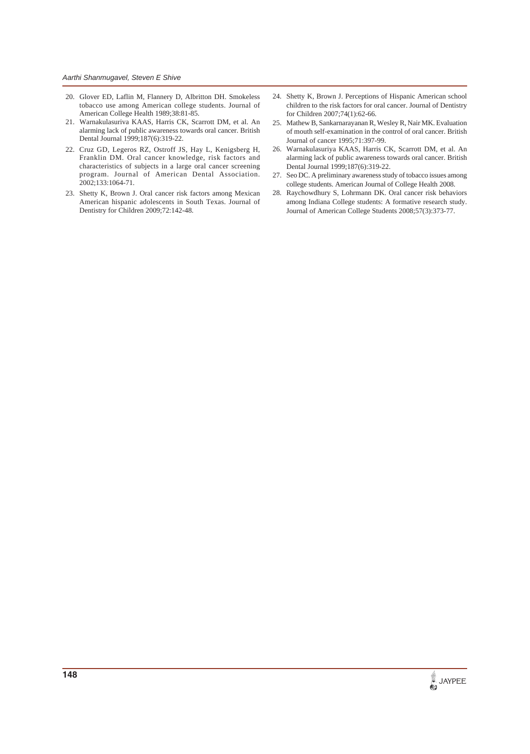20. Glover ED, Laflin M, Flannery D, Albritton DH. Smokeless tobacco use among American college students. Journal of American College Health 1989;38:81-85.
21. Warnakulasuriva KAAS, Harris CK, Scarrott DM, et al. An alarming lack of public awareness towards oral cancer. British Dental Journal 1999;187(6):319-22.
22. Cruz GD, Legeros RZ, Ostroff JS, Hay L, Kenigsberg H, Franklin DM. Oral cancer knowledge, risk factors and characteristics of subjects in a large oral cancer screening program. Journal of American Dental Association. 2002;133:1064-71.
23. Shetty K, Brown J. Oral cancer risk factors among Mexican American hispanic adolescents in South Texas. Journal of Dentistry for Children 2009;72:142-48.
24. Shetty K, Brown J. Perceptions of Hispanic American school children to the risk factors for oral cancer. Journal of Dentistry for Children 2007;74(1):62-66.
25. Mathew B, Sankarnarayanan R, Wesley R, Nair MK. Evaluation of mouth self-examination in the control of oral cancer. British Journal of cancer 1995;71:397-99.
26. Warnakulasuriya KAAS, Harris CK, Scarrott DM, et al. An alarming lack of public awareness towards oral cancer. British Dental Journal 1999;187(6):319-22.
27. Seo DC. A preliminary awareness study of tobacco issues among college students. American Journal of College Health 2008.
28. Raychowdhury S, Lohrmann DK. Oral cancer risk behaviors among Indiana College students: A formative research study. Journal of American College Students 2008;57(3):373-77.